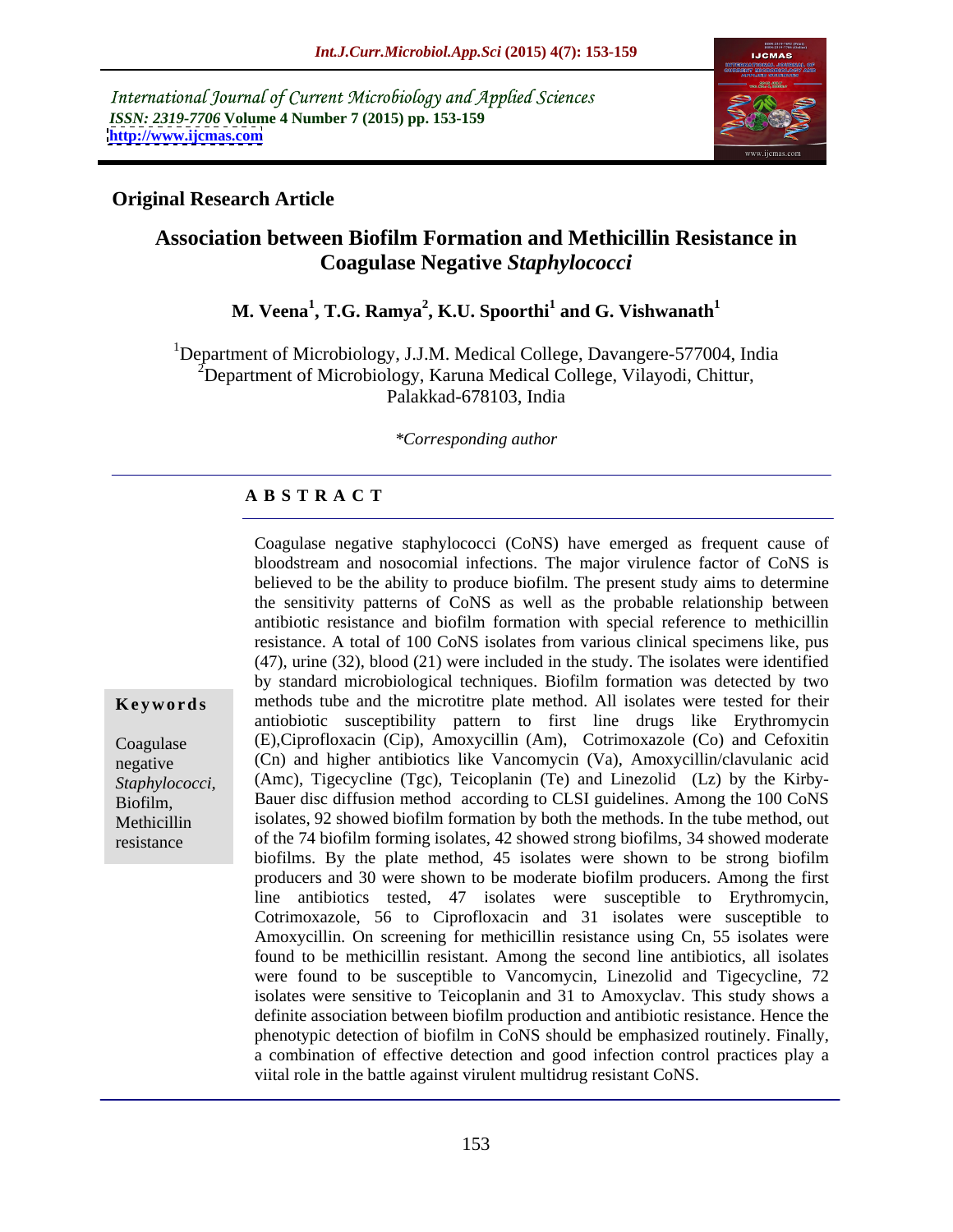International Journal of Current Microbiology and Applied Sciences
*ISSN: 2319-7706* **Volume 4 Number 7 (2015) pp. 153-159**
**http://www.ijcmas.com**

**Original Research Article**

# Association between Biofilm Formation and Methicillin Resistance in Coagulase Negative *Staphylococci*

**M. Veena[1], T.G. Ramya[2], K.U. Spoorthi[1] and G. Vishwanath[1]**

[1]Department of Microbiology, J.J.M. Medical College, Davangere-577004, India
[2]Department of Microbiology, Karuna Medical College, Vilayodi, Chittur, Palakkad-678103, India

*\*Corresponding author*

## A B S T R A C T

**Keywords**

Coagulase negative *Staphylococci*, Biofilm, Methicillin resistance

Coagulase negative staphylococci (CoNS) have emerged as frequent cause of bloodstream and nosocomial infections. The major virulence factor of CoNS is believed to be the ability to produce biofilm. The present study aims to determine the sensitivity patterns of CoNS as well as the probable relationship between antibiotic resistance and biofilm formation with special reference to methicillin resistance. A total of 100 CoNS isolates from various clinical specimens like, pus (47), urine (32), blood (21) were included in the study. The isolates were identified by standard microbiological techniques. Biofilm formation was detected by two methods tube and the microtitre plate method. All isolates were tested for their antibiotic susceptibility pattern to first line drugs like Erythromycin (E),Ciprofloxacin (Cip), Amoxycillin (Am), Cotrimoxazole (Co) and Cefoxitin (Cn) and higher antibiotics like Vancomycin (Va), Amoxycillin/clavulanic acid (Amc), Tigecycline (Tgc), Teicoplanin (Te) and Linezolid (Lz) by the Kirby-Bauer disc diffusion method according to CLSI guidelines. Among the 100 CoNS isolates, 92 showed biofilm formation by both the methods. In the tube method, out of the 74 biofilm forming isolates, 42 showed strong biofilms, 34 showed moderate biofilms. By the plate method, 45 isolates were shown to be strong biofilm producers and 30 were shown to be moderate biofilm producers. Among the first line antibiotics tested, 47 isolates were susceptible to Erythromycin, Cotrimoxazole, 56 to Ciprofloxacin and 31 isolates were susceptible to Amoxycillin. On screening for methicillin resistance using Cn, 55 isolates were found to be methicillin resistant. Among the second line antibiotics, all isolates were found to be susceptible to Vancomycin, Linezolid and Tigecycline, 72 isolates were sensitive to Teicoplanin and 31 to Amoxyclav. This study shows a definite association between biofilm production and antibiotic resistance. Hence the phenotypic detection of biofilm in CoNS should be emphasized routinely. Finally, a combination of effective detection and good infection control practices play a viital role in the battle against virulent multidrug resistant CoNS.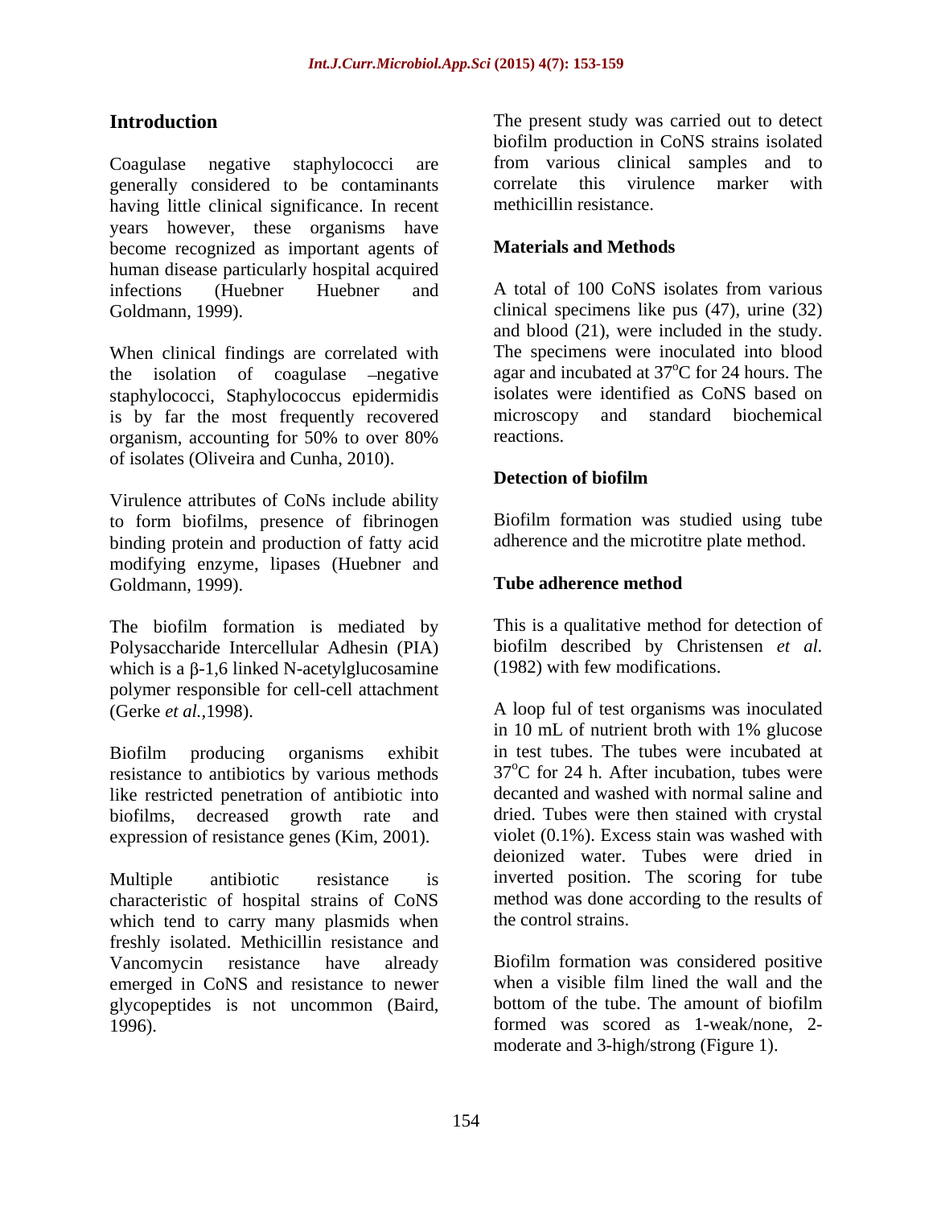## Introduction

Coagulase negative staphylococci are generally considered to be contaminants having little clinical significance. In recent years however, these organisms have become recognized as important agents of human disease particularly hospital acquired infections (Huebner Huebner and Goldmann, 1999).

When clinical findings are correlated with the isolation of coagulase –negative staphylococci, Staphylococcus epidermidis is by far the most frequently recovered organism, accounting for 50% to over 80% of isolates (Oliveira and Cunha, 2010).

Virulence attributes of CoNs include ability to form biofilms, presence of fibrinogen binding protein and production of fatty acid modifying enzyme, lipases (Huebner and Goldmann, 1999).

The biofilm formation is mediated by Polysaccharide Intercellular Adhesin (PIA) which is a β-1,6 linked N-acetylglucosamine polymer responsible for cell-cell attachment (Gerke *et al.*,1998).

Biofilm producing organisms exhibit resistance to antibiotics by various methods like restricted penetration of antibiotic into biofilms, decreased growth rate and expression of resistance genes (Kim, 2001).

Multiple antibiotic resistance is characteristic of hospital strains of CoNS which tend to carry many plasmids when freshly isolated. Methicillin resistance and Vancomycin resistance have already emerged in CoNS and resistance to newer glycopeptides is not uncommon (Baird, 1996).

The present study was carried out to detect biofilm production in CoNS strains isolated from various clinical samples and to correlate this virulence marker with methicillin resistance.

## Materials and Methods

A total of 100 CoNS isolates from various clinical specimens like pus (47), urine (32) and blood (21), were included in the study. The specimens were inoculated into blood agar and incubated at 37$^{o}$C for 24 hours. The isolates were identified as CoNS based on microscopy and standard biochemical reactions.

### Detection of biofilm

Biofilm formation was studied using tube adherence and the microtitre plate method.

### Tube adherence method

This is a qualitative method for detection of biofilm described by Christensen *et al.* (1982) with few modifications.

A loop ful of test organisms was inoculated in 10 mL of nutrient broth with 1% glucose in test tubes. The tubes were incubated at 37$^{o}$C for 24 h. After incubation, tubes were decanted and washed with normal saline and dried. Tubes were then stained with crystal violet (0.1%). Excess stain was washed with deionized water. Tubes were dried in inverted position. The scoring for tube method was done according to the results of the control strains.

Biofilm formation was considered positive when a visible film lined the wall and the bottom of the tube. The amount of biofilm formed was scored as 1-weak/none, 2-moderate and 3-high/strong (Figure 1).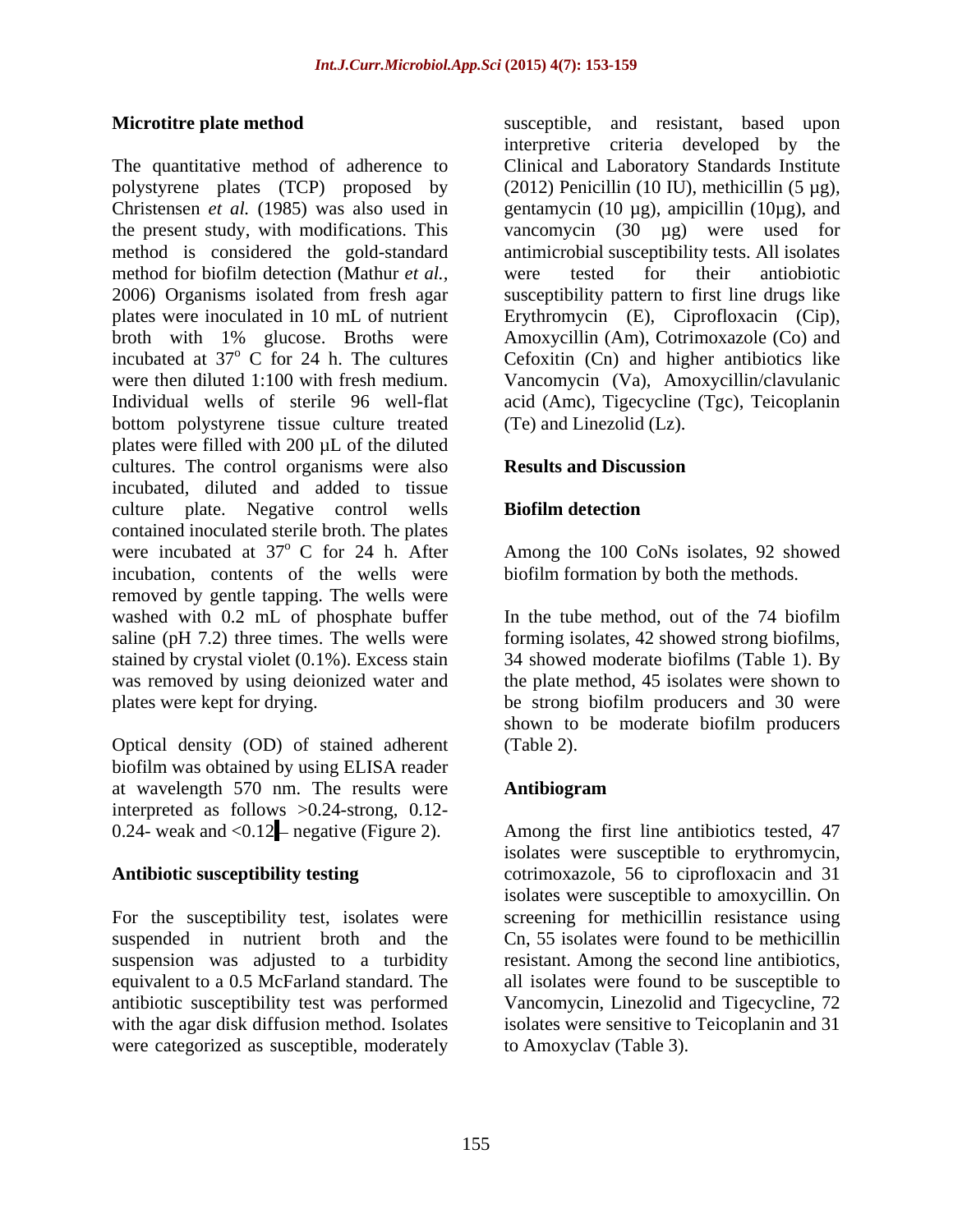**Microtitre plate method**

The quantitative method of adherence to polystyrene plates (TCP) proposed by Christensen *et al.* (1985) was also used in the present study, with modifications. This method is considered the gold-standard method for biofilm detection (Mathur *et al.,* 2006) Organisms isolated from fresh agar plates were inoculated in 10 mL of nutrient broth with 1% glucose. Broths were incubated at $37^{o}$ C for 24 h. The cultures were then diluted 1:100 with fresh medium. Individual wells of sterile 96 well-flat bottom polystyrene tissue culture treated plates were filled with 200 µL of the diluted cultures. The control organisms were also incubated, diluted and added to tissue culture plate. Negative control wells contained inoculated sterile broth. The plates were incubated at $37^{o}$ C for 24 h. After incubation, contents of the wells were removed by gentle tapping. The wells were washed with 0.2 mL of phosphate buffer saline (pH 7.2) three times. The wells were stained by crystal violet (0.1%). Excess stain was removed by using deionized water and plates were kept for drying.

Optical density (OD) of stained adherent biofilm was obtained by using ELISA reader at wavelength 570 nm. The results were interpreted as follows >0.24-strong, 0.12-0.24- weak and <0.12 – negative (Figure 2).

**Antibiotic susceptibility testing**

For the susceptibility test, isolates were suspended in nutrient broth and the suspension was adjusted to a turbidity equivalent to a 0.5 McFarland standard. The antibiotic susceptibility test was performed with the agar disk diffusion method. Isolates were categorized as susceptible, moderately susceptible, and resistant, based upon interpretive criteria developed by the Clinical and Laboratory Standards Institute (2012) Penicillin (10 IU), methicillin (5 µg), gentamycin (10 µg), ampicillin (10µg), and vancomycin (30 µg) were used for antimicrobial susceptibility tests. All isolates were tested for their antiobiotic susceptibility pattern to first line drugs like Erythromycin (E), Ciprofloxacin (Cip), Amoxycillin (Am), Cotrimoxazole (Co) and Cefoxitin (Cn) and higher antibiotics like Vancomycin (Va), Amoxycillin/clavulanic acid (Amc), Tigecycline (Tgc), Teicoplanin (Te) and Linezolid (Lz).

## Results and Discussion

**Biofilm detection**

Among the 100 CoNs isolates, 92 showed biofilm formation by both the methods.

In the tube method, out of the 74 biofilm forming isolates, 42 showed strong biofilms, 34 showed moderate biofilms (Table 1). By the plate method, 45 isolates were shown to be strong biofilm producers and 30 were shown to be moderate biofilm producers (Table 2).

**Antibiogram**

Among the first line antibiotics tested, 47 isolates were susceptible to erythromycin, cotrimoxazole, 56 to ciprofloxacin and 31 isolates were susceptible to amoxycillin. On screening for methicillin resistance using Cn, 55 isolates were found to be methicillin resistant. Among the second line antibiotics, all isolates were found to be susceptible to Vancomycin, Linezolid and Tigecycline, 72 isolates were sensitive to Teicoplanin and 31 to Amoxyclav (Table 3).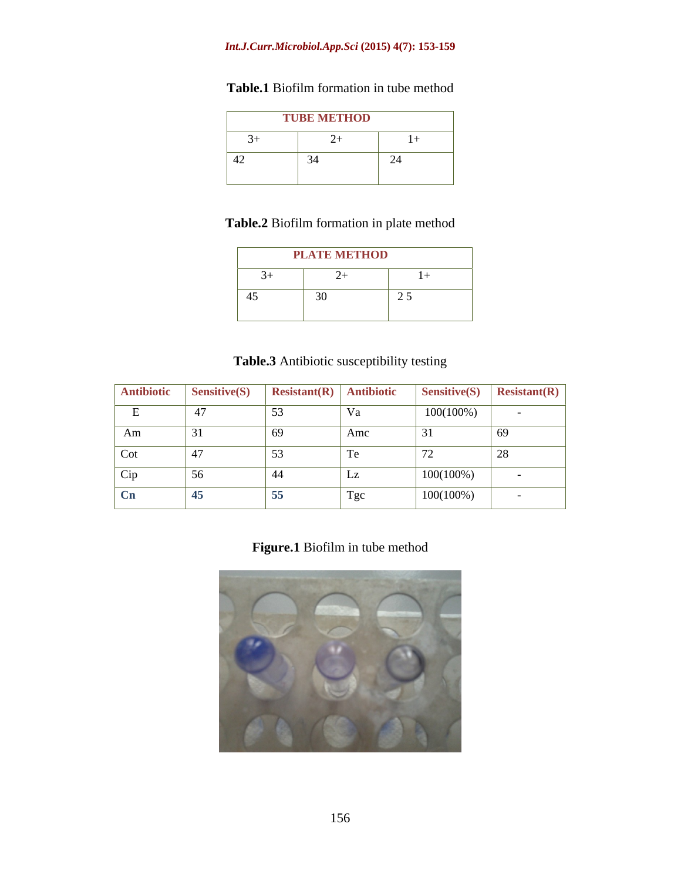**Table.1** Biofilm formation in tube method

| TUBE METHOD | | |
|---|---|---|
| 3+ | 2+ | 1+ |
| 42 | 34 | 24 |

**Table.2** Biofilm formation in plate method

| PLATE METHOD | | |
|---|---|---|
| 3+ | 2+ | 1+ |
| 45 | 30 | 2 5 |

**Table.3** Antibiotic susceptibility testing

| Antibiotic | Sensitive(S) | Resistant(R) | Antibiotic | Sensitive(S) | Resistant(R) |
|---|---|---|---|---|---|
| E | 47 | 53 | Va | 100(100%) | - |
| Am | 31 | 69 | Amc | 31 | 69 |
| Cot | 47 | 53 | Te | 72 | 28 |
| Cip | 56 | 44 | Lz | 100(100%) | - |
| **Cn** | **45** | **55** | Tgc | 100(100%) | - |

**Figure.1** Biofilm in tube method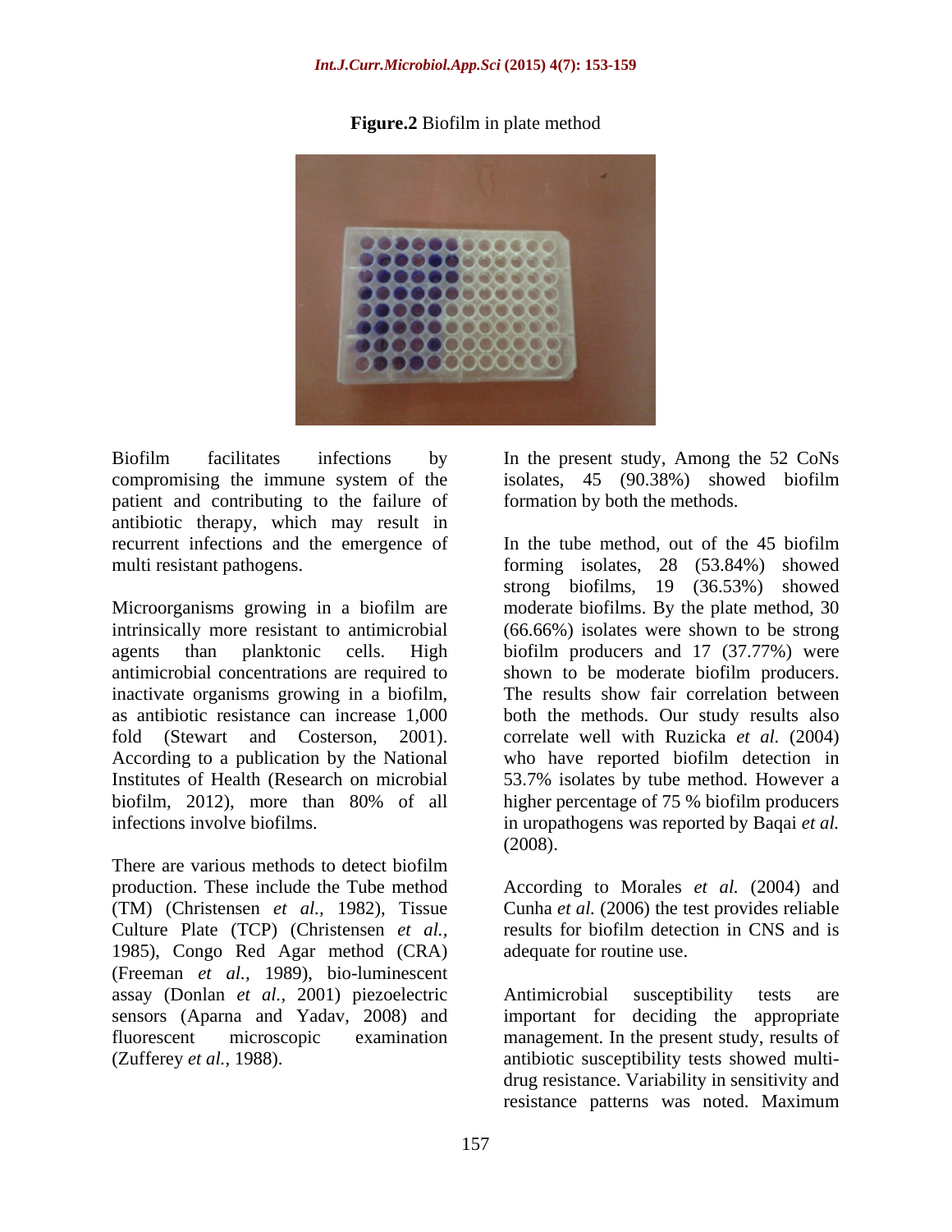**Figure.2** Biofilm in plate method

Biofilm facilitates infections by compromising the immune system of the patient and contributing to the failure of antibiotic therapy, which may result in recurrent infections and the emergence of multi resistant pathogens.

Microorganisms growing in a biofilm are intrinsically more resistant to antimicrobial agents than planktonic cells. High antimicrobial concentrations are required to inactivate organisms growing in a biofilm, as antibiotic resistance can increase 1,000 fold (Stewart and Costerson, 2001). According to a publication by the National Institutes of Health (Research on microbial biofilm, 2012), more than 80% of all infections involve biofilms.

There are various methods to detect biofilm production. These include the Tube method (TM) (Christensen *et al.,* 1982), Tissue Culture Plate (TCP) (Christensen *et al.,* 1985), Congo Red Agar method (CRA) (Freeman *et al.,* 1989), bio-luminescent assay (Donlan *et al.,* 2001) piezoelectric sensors (Aparna and Yadav, 2008) and fluorescent microscopic examination (Zufferey *et al.,* 1988).

In the present study, Among the 52 CoNs isolates, 45 (90.38%) showed biofilm formation by both the methods.

In the tube method, out of the 45 biofilm forming isolates, 28 (53.84%) showed strong biofilms, 19 (36.53%) showed moderate biofilms. By the plate method, 30 (66.66%) isolates were shown to be strong biofilm producers and 17 (37.77%) were shown to be moderate biofilm producers. The results show fair correlation between both the methods. Our study results also correlate well with Ruzicka *et al.* (2004) who have reported biofilm detection in 53.7% isolates by tube method. However a higher percentage of 75 % biofilm producers in uropathogens was reported by Baqai *et al.* (2008).

According to Morales *et al.* (2004) and Cunha *et al.* (2006) the test provides reliable results for biofilm detection in CNS and is adequate for routine use.

Antimicrobial susceptibility tests are important for deciding the appropriate management. In the present study, results of antibiotic susceptibility tests showed multi-drug resistance. Variability in sensitivity and resistance patterns was noted. Maximum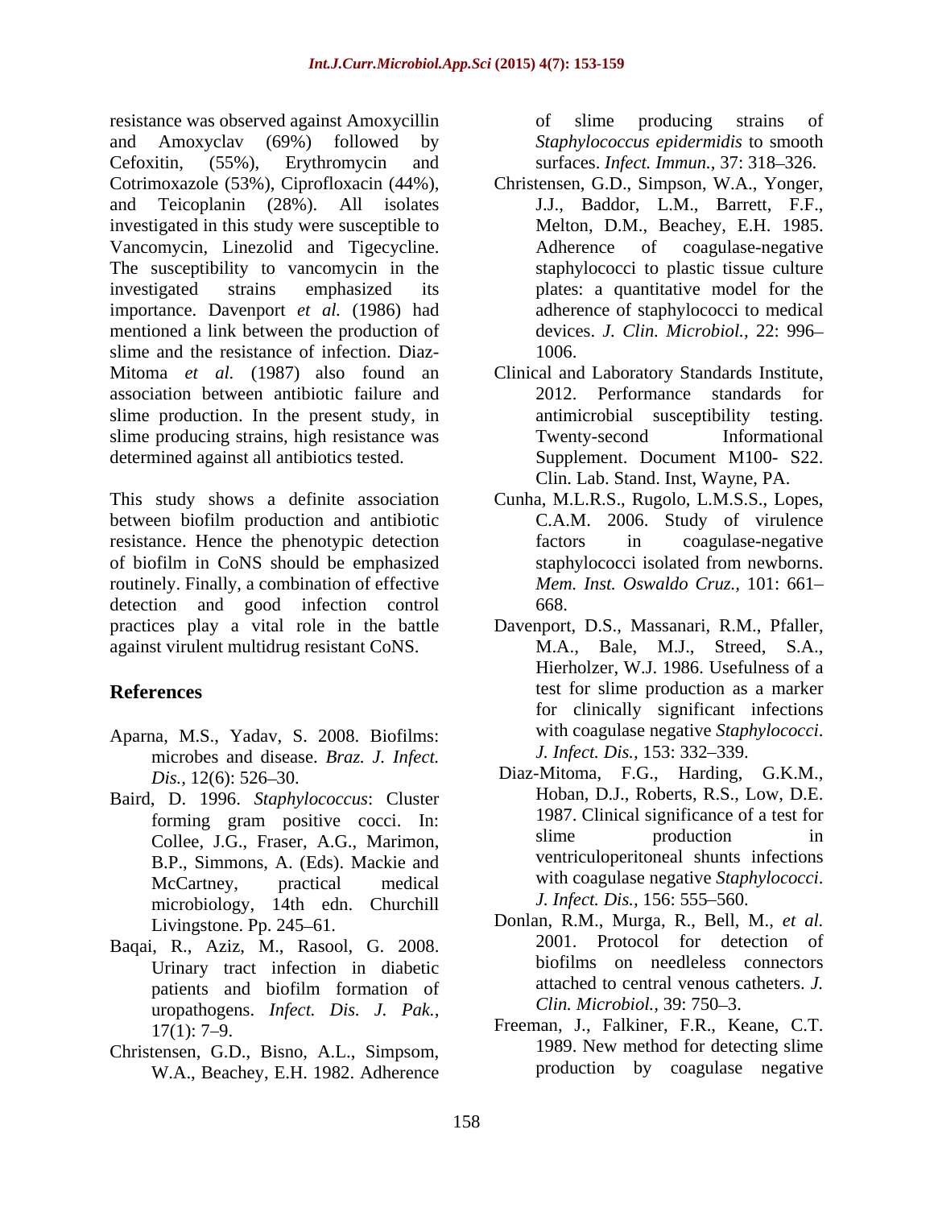resistance was observed against Amoxycillin and Amoxyclav (69%) followed by Cefoxitin, (55%), Erythromycin and Cotrimoxazole (53%), Ciprofloxacin (44%), and Teicoplanin (28%). All isolates investigated in this study were susceptible to Vancomycin, Linezolid and Tigecycline. The susceptibility to vancomycin in the investigated strains emphasized its importance. Davenport *et al.* (1986) had mentioned a link between the production of slime and the resistance of infection. Diaz-Mitoma *et al.* (1987) also found an association between antibiotic failure and slime production. In the present study, in slime producing strains, high resistance was determined against all antibiotics tested.

This study shows a definite association between biofilm production and antibiotic resistance. Hence the phenotypic detection of biofilm in CoNS should be emphasized routinely. Finally, a combination of effective detection and good infection control practices play a vital role in the battle against virulent multidrug resistant CoNS.

## References

Aparna, M.S., Yadav, S. 2008. Biofilms: microbes and disease. *Braz. J. Infect. Dis.,* 12(6): 526–30.

Baird, D. 1996. *Staphylococcus*: Cluster forming gram positive cocci. In: Collee, J.G., Fraser, A.G., Marimon, B.P., Simmons, A. (Eds). Mackie and McCartney, practical medical microbiology, 14th edn. Churchill Livingstone. Pp. 245–61.

Baqai, R., Aziz, M., Rasool, G. 2008. Urinary tract infection in diabetic patients and biofilm formation of uropathogens. *Infect. Dis. J. Pak.,* 17(1): 7–9.

Christensen, G.D., Bisno, A.L., Simpsom, W.A., Beachey, E.H. 1982. Adherence of slime producing strains of *Staphylococcus epidermidis* to smooth surfaces. *Infect. Immun.,* 37: 318–326.

Christensen, G.D., Simpson, W.A., Yonger, J.J., Baddor, L.M., Barrett, F.F., Melton, D.M., Beachey, E.H. 1985. Adherence of coagulase-negative staphylococci to plastic tissue culture plates: a quantitative model for the adherence of staphylococci to medical devices. *J. Clin. Microbiol.,* 22: 996–1006.

Clinical and Laboratory Standards Institute, 2012. Performance standards for antimicrobial susceptibility testing. Twenty-second Informational Supplement. Document M100- S22. Clin. Lab. Stand. Inst, Wayne, PA.

Cunha, M.L.R.S., Rugolo, L.M.S.S., Lopes, C.A.M. 2006. Study of virulence factors in coagulase-negative staphylococci isolated from newborns. *Mem. Inst. Oswaldo Cruz.,* 101: 661–668.

Davenport, D.S., Massanari, R.M., Pfaller, M.A., Bale, M.J., Streed, S.A., Hierholzer, W.J. 1986. Usefulness of a test for slime production as a marker for clinically significant infections with coagulase negative *Staphylococci*. *J. Infect. Dis.,* 153: 332–339.

Diaz-Mitoma, F.G., Harding, G.K.M., Hoban, D.J., Roberts, R.S., Low, D.E. 1987. Clinical significance of a test for slime production in ventriculoperitoneal shunts infections with coagulase negative *Staphylococci*. *J. Infect. Dis.,* 156: 555–560.

Donlan, R.M., Murga, R., Bell, M., *et al.* 2001. Protocol for detection of biofilms on needleless connectors attached to central venous catheters. *J. Clin. Microbiol.,* 39: 750–3.

Freeman, J., Falkiner, F.R., Keane, C.T. 1989. New method for detecting slime production by coagulase negative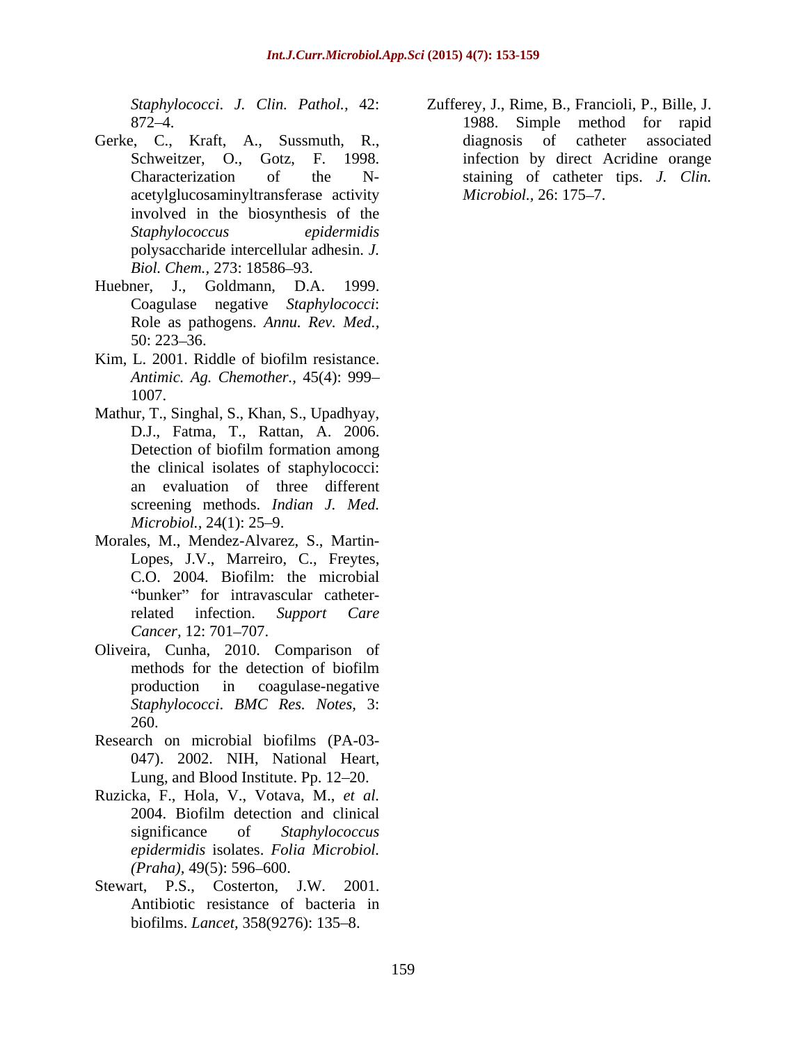*Staphylococci*. *J. Clin. Pathol.,* 42: 872–4.

Gerke, C., Kraft, A., Sussmuth, R., Schweitzer, O., Gotz, F. 1998. Characterization of the N-acetylglucosaminyltransferase activity involved in the biosynthesis of the *Staphylococcus epidermidis* polysaccharide intercellular adhesin. *J. Biol. Chem.*, 273: 18586–93.

Huebner, J., Goldmann, D.A. 1999. Coagulase negative *Staphylococci*: Role as pathogens. *Annu. Rev. Med.*, 50: 223–36.

Kim, L. 2001. Riddle of biofilm resistance. *Antimic. Ag. Chemother.,* 45(4): 999–1007.

Mathur, T., Singhal, S., Khan, S., Upadhyay, D.J., Fatma, T., Rattan, A. 2006. Detection of biofilm formation among the clinical isolates of staphylococci: an evaluation of three different screening methods. *Indian J. Med. Microbiol.,* 24(1): 25–9.

Morales, M., Mendez-Alvarez, S., Martin-Lopes, J.V., Marreiro, C., Freytes, C.O. 2004. Biofilm: the microbial "bunker" for intravascular catheter-related infection. *Support Care Cancer,* 12: 701–707.

Oliveira, Cunha, 2010. Comparison of methods for the detection of biofilm production in coagulase-negative *Staphylococci*. *BMC Res. Notes,* 3: 260.

Research on microbial biofilms (PA-03-047). 2002. NIH, National Heart, Lung, and Blood Institute. Pp. 12–20.

Ruzicka, F., Hola, V., Votava, M., *et al.* 2004. Biofilm detection and clinical significance of *Staphylococcus epidermidis* isolates. *Folia Microbiol. (Praha),* 49(5): 596–600.

Stewart, P.S., Costerton, J.W. 2001. Antibiotic resistance of bacteria in biofilms. *Lancet,* 358(9276): 135–8.

Zufferey, J., Rime, B., Francioli, P., Bille, J. 1988. Simple method for rapid diagnosis of catheter associated infection by direct Acridine orange staining of catheter tips. *J. Clin. Microbiol.,* 26: 175–7.